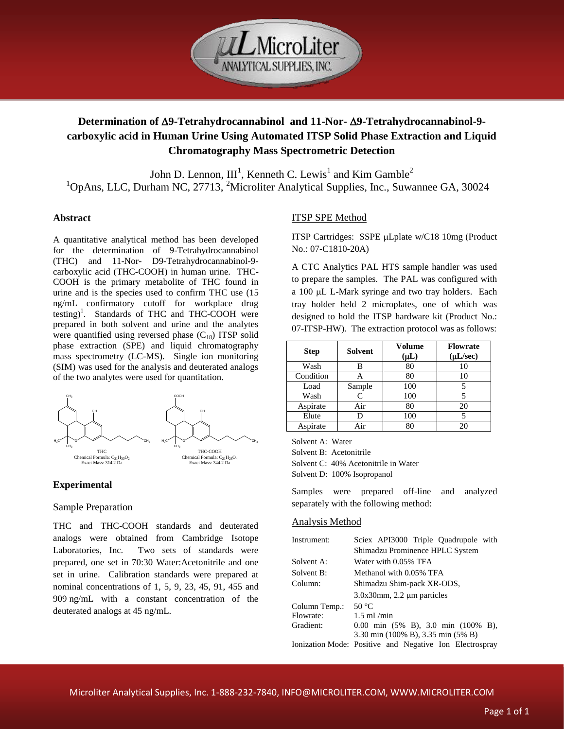# Determination of Δ9-Tetrahydrocannabinol and 11-Nor- Δ9-Tetrahydrocannabinol-9-carboxylic acid in Human Urine Using Automated ITSP Solid Phase Extraction and Liquid Chromatography Mass Spectrometric Detection

John D. Lennon, III[1], Kenneth C. Lewis[1] and Kim Gamble[2]

[1]OpAns, LLC, Durham NC, 27713, [2]Microliter Analytical Supplies, Inc., Suwannee GA, 30024

## Abstract

A quantitative analytical method has been developed for the determination of 9-Tetrahydrocannabinol (THC) and 11-Nor- D9-Tetrahydrocannabinol-9-carboxylic acid (THC-COOH) in human urine. THC-COOH is the primary metabolite of THC found in urine and is the species used to confirm THC use (15 ng/mL confirmatory cutoff for workplace drug testing)[1]. Standards of THC and THC-COOH were prepared in both solvent and urine and the analytes were quantified using reversed phase ($C_{18}$) ITSP solid phase extraction (SPE) and liquid chromatography mass spectrometry (LC-MS). Single ion monitoring (SIM) was used for the analysis and deuterated analogs of the two analytes were used for quantitation.

THC
Chemical Formula: $C_{21}H_{30}O_2$
Exact Mass: 314.2 Da

THC-COOH
Chemical Formula: $C_{21}H_{28}O_4$
Exact Mass: 344.2 Da

## Experimental

### Sample Preparation

THC and THC-COOH standards and deuterated analogs were obtained from Cambridge Isotope Laboratories, Inc. Two sets of standards were prepared, one set in 70:30 Water:Acetonitrile and one set in urine. Calibration standards were prepared at nominal concentrations of 1, 5, 9, 23, 45, 91, 455 and 909 ng/mL with a constant concentration of the deuterated analogs at 45 ng/mL.

### ITSP SPE Method

ITSP Cartridges: SSPE μLplate w/C18 10mg (Product No.: 07-C1810-20A)

A CTC Analytics PAL HTS sample handler was used to prepare the samples. The PAL was configured with a 100 μL L-Mark syringe and two tray holders. Each tray holder held 2 microplates, one of which was designed to hold the ITSP hardware kit (Product No.: 07-ITSP-HW). The extraction protocol was as follows:

| Step | Solvent | Volume (μL) | Flowrate (μL/sec) |
|---|---|---|---|
| Wash | B | 80 | 10 |
| Condition | A | 80 | 10 |
| Load | Sample | 100 | 5 |
| Wash | C | 100 | 5 |
| Aspirate | Air | 80 | 20 |
| Elute | D | 100 | 5 |
| Aspirate | Air | 80 | 20 |

Solvent A: Water
Solvent B: Acetonitrile
Solvent C: 40% Acetonitrile in Water
Solvent D: 100% Isopropanol

Samples were prepared off-line and analyzed separately with the following method:

### Analysis Method

| | |
|---|---|
| Instrument: | Sciex API3000 Triple Quadrupole with Shimadzu Prominence HPLC System |
| Solvent A: | Water with 0.05% TFA |
| Solvent B: | Methanol with 0.05% TFA |
| Column: | Shimadzu Shim-pack XR-ODS, 3.0x30mm, 2.2 μm particles |
| Column Temp.: | 50 °C |
| Flowrate: | 1.5 mL/min |
| Gradient: | 0.00 min (5% B), 3.0 min (100% B), 3.30 min (100% B), 3.35 min (5% B) |
| Ionization Mode: | Positive and Negative Ion Electrospray |

Microliter Analytical Supplies, Inc. 1-888-232-7840, INFO@MICROLITER.COM, WWW.MICROLITER.COM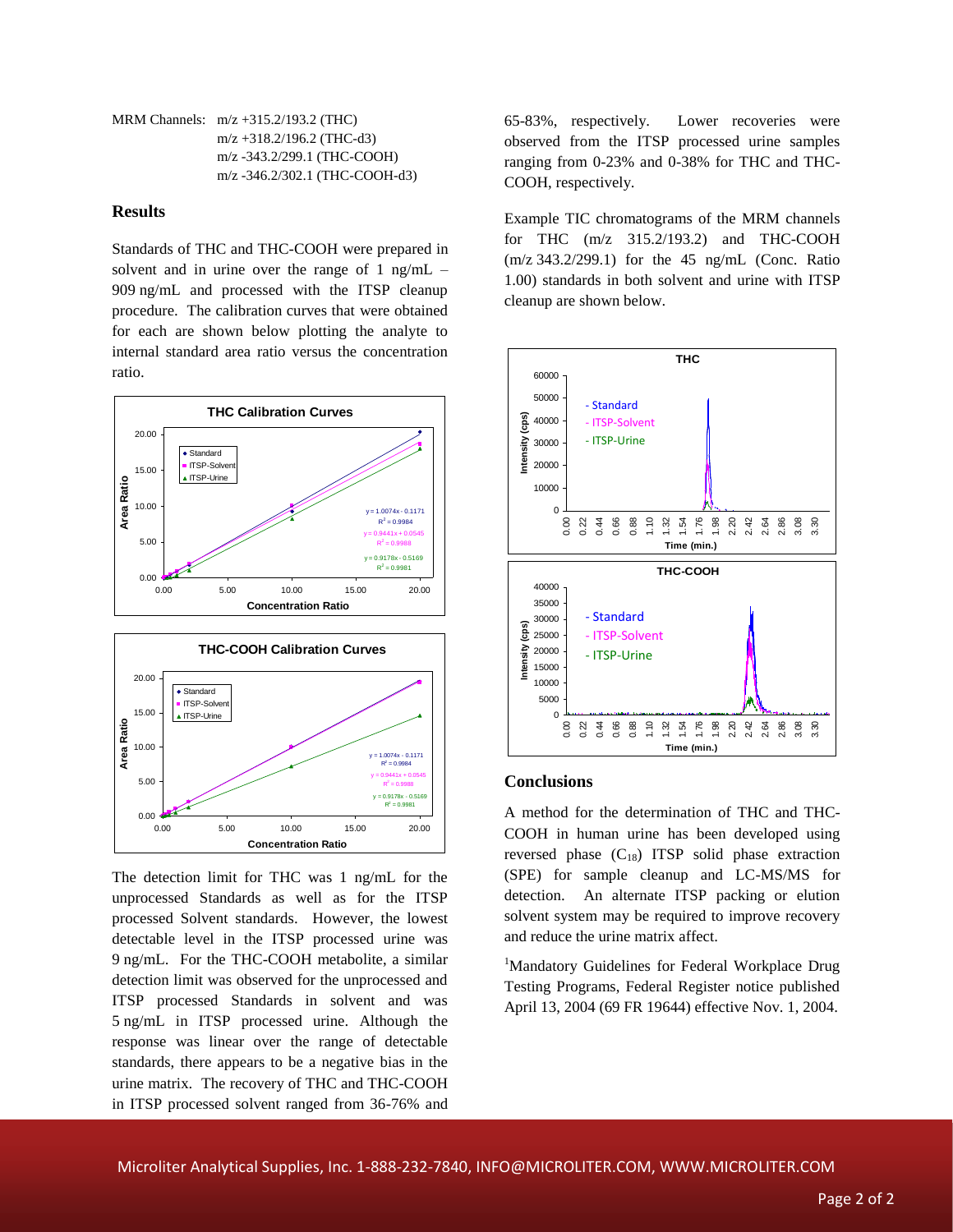MRM Channels: m/z +315.2/193.2 (THC)
m/z +318.2/196.2 (THC-d3)
m/z -343.2/299.1 (THC-COOH)
m/z -346.2/302.1 (THC-COOH-d3)

## Results

Standards of THC and THC-COOH were prepared in solvent and in urine over the range of 1 ng/mL – 909 ng/mL and processed with the ITSP cleanup procedure. The calibration curves that were obtained for each are shown below plotting the analyte to internal standard area ratio versus the concentration ratio.

THC Calibration Curves

Area Ratio

0.00
5.00
10.00
15.00
20.00

Concentration Ratio

0.00 5.00 10.00 15.00 20.00

Standard
ITSP-Solvent
ITSP-Urine

y = 1.0074x - 0.1171
$R^2$ = 0.9984
y = 0.9441x + 0.0545
$R^2$ = 0.9988
y = 0.9178x - 0.5169
$R^2$ = 0.9981

THC-COOH Calibration Curves

Area Ratio

0.00
5.00
10.00
15.00
20.00

Concentration Ratio

0.00 5.00 10.00 15.00 20.00

Standard
ITSP-Solvent
ITSP-Urine

y = 1.0074x - 0.1171
$R^2$ = 0.9984
y = 0.9441x + 0.0545
$R^2$ = 0.9988
y = 0.9178x - 0.5169
$R^2$ = 0.9981

The detection limit for THC was 1 ng/mL for the unprocessed Standards as well as for the ITSP processed Solvent standards. However, the lowest detectable level in the ITSP processed urine was 9 ng/mL. For the THC-COOH metabolite, a similar detection limit was observed for the unprocessed and ITSP processed Standards in solvent and was 5 ng/mL in ITSP processed urine. Although the response was linear over the range of detectable standards, there appears to be a negative bias in the urine matrix. The recovery of THC and THC-COOH in ITSP processed solvent ranged from 36-76% and 65-83%, respectively. Lower recoveries were observed from the ITSP processed urine samples ranging from 0-23% and 0-38% for THC and THC-COOH, respectively.

Example TIC chromatograms of the MRM channels for THC (m/z 315.2/193.2) and THC-COOH (m/z 343.2/299.1) for the 45 ng/mL (Conc. Ratio 1.00) standards in both solvent and urine with ITSP cleanup are shown below.

THC

Intensity (cps)

0
10000
20000
30000
40000
50000
60000

Time (min.)

0.00 0.22 0.44 0.66 0.88 1.10 1.32 1.54 1.76 1.98 2.20 2.42 2.64 2.86 3.08 3.30

- Standard
- ITSP-Solvent
- ITSP-Urine

THC-COOH

Intensity (cps)

0
5000
10000
15000
20000
25000
30000
35000
40000

Time (min.)

0.00 0.22 0.44 0.66 0.88 1.10 1.32 1.54 1.76 1.98 2.20 2.42 2.64 2.86 3.08 3.30

- Standard
- ITSP-Solvent
- ITSP-Urine

## Conclusions

A method for the determination of THC and THC-COOH in human urine has been developed using reversed phase ($C_{18}$) ITSP solid phase extraction (SPE) for sample cleanup and LC-MS/MS for detection. An alternate ITSP packing or elution solvent system may be required to improve recovery and reduce the urine matrix affect.

[1]Mandatory Guidelines for Federal Workplace Drug Testing Programs, Federal Register notice published April 13, 2004 (69 FR 19644) effective Nov. 1, 2004.

Microliter Analytical Supplies, Inc. 1-888-232-7840, INFO@MICROLITER.COM, WWW.MICROLITER.COM